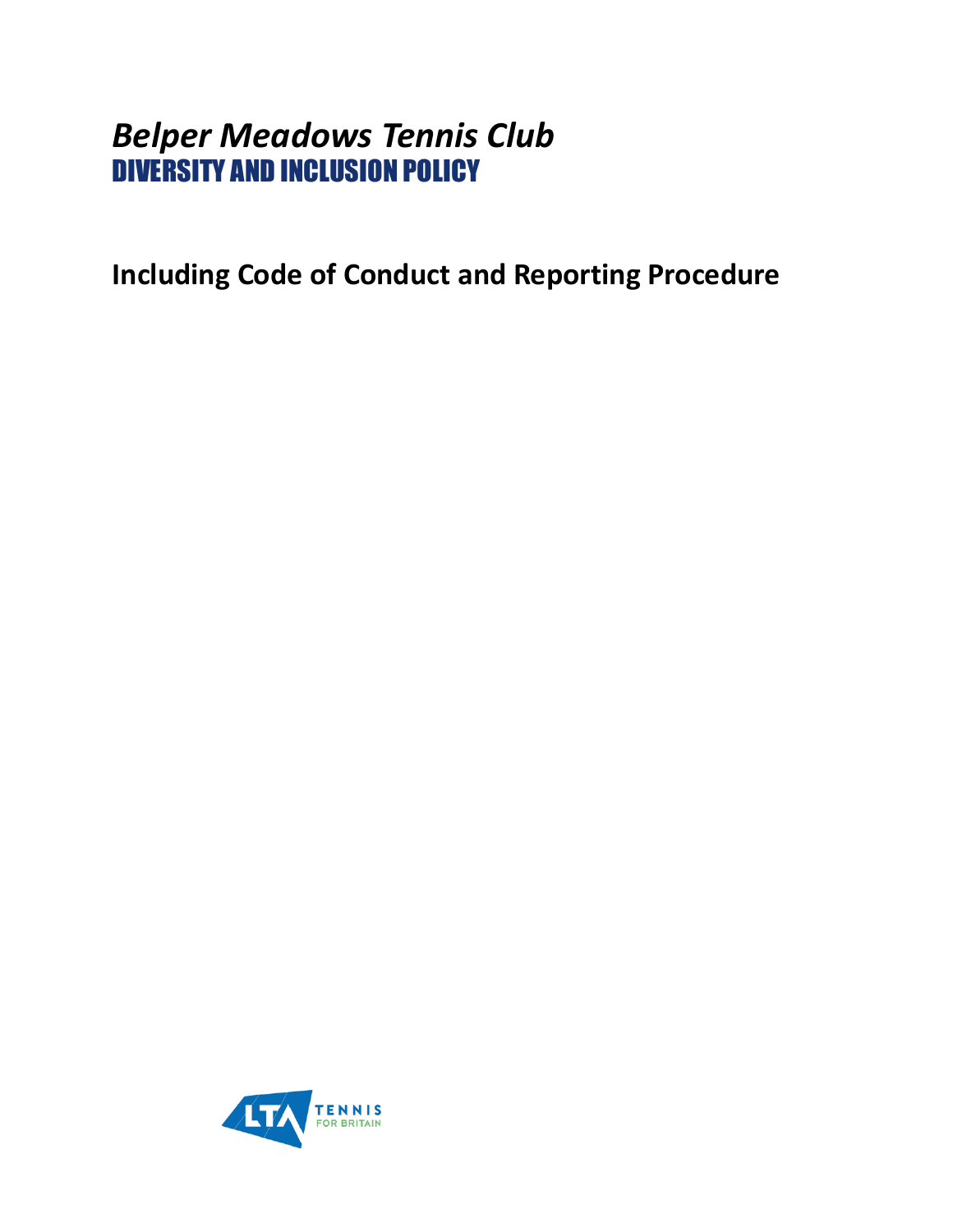# *Belper Meadows Tennis Club*
## DIVERSITY AND INCLUSION POLICY

**Including Code of Conduct and Reporting Procedure**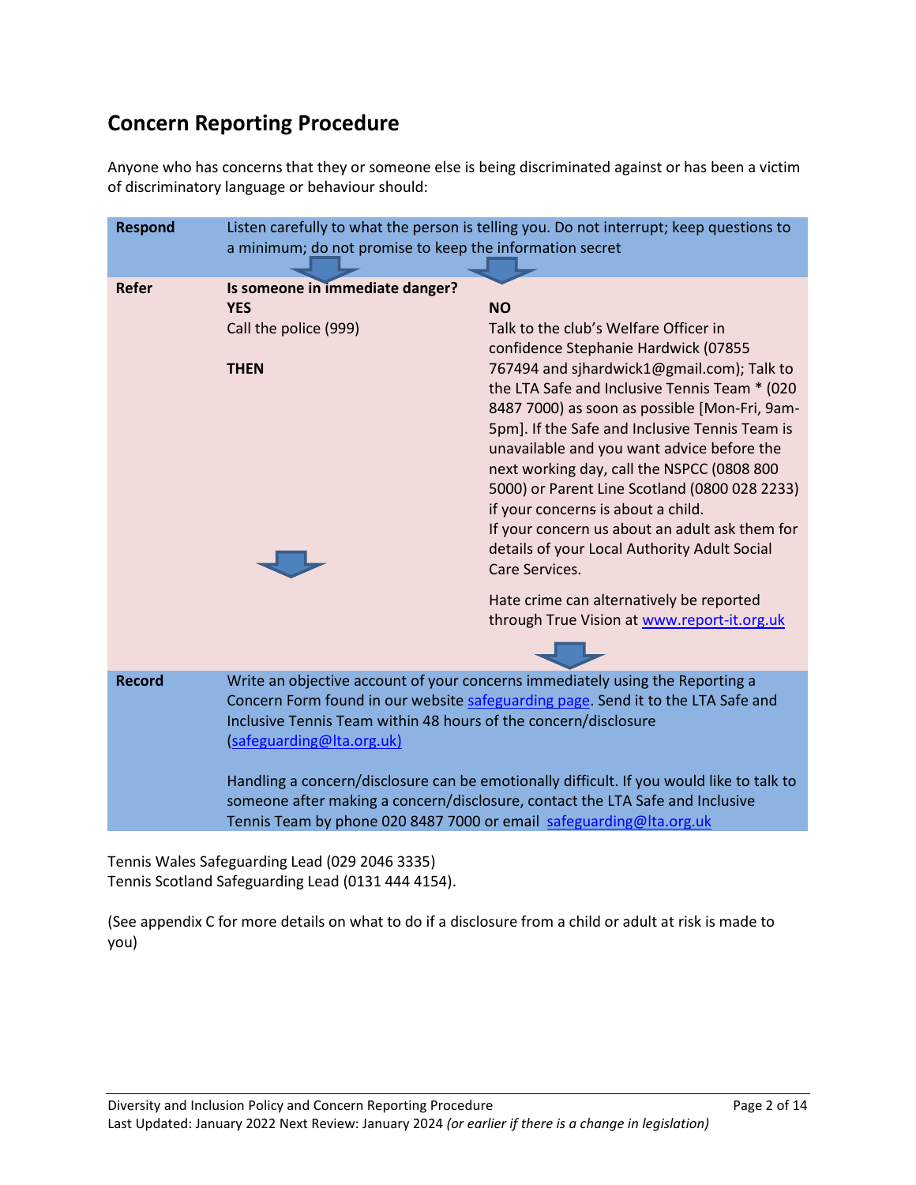## Concern Reporting Procedure

Anyone who has concerns that they or someone else is being discriminated against or has been a victim of discriminatory language or behaviour should:

| | | |
|---|---|---|
| **Respond** | Listen carefully to what the person is telling you. Do not interrupt; keep questions to a minimum; do not promise to keep the information secret | |
| **Refer** | **Is someone in immediate danger?**<br>**YES**<br>Call the police (999)<br><br>**THEN** | **NO**<br>Talk to the club's Welfare Officer in confidence Stephanie Hardwick (07855 767494 and sjhardwick1@gmail.com); Talk to the LTA Safe and Inclusive Tennis Team * (020 8487 7000) as soon as possible [Mon-Fri, 9am-5pm]. If the Safe and Inclusive Tennis Team is unavailable and you want advice before the next working day, call the NSPCC (0808 800 5000) or Parent Line Scotland (0800 028 2233) if your concerns is about a child.<br>If your concern us about an adult ask them for details of your Local Authority Adult Social Care Services.<br><br>Hate crime can alternatively be reported through True Vision at [www.report-it.org.uk](www.report-it.org.uk) |
| **Record** | Write an objective account of your concerns immediately using the Reporting a Concern Form found in our website [safeguarding page](). Send it to the LTA Safe and Inclusive Tennis Team within 48 hours of the concern/disclosure ([safeguarding@lta.org.uk)](mailto:safeguarding@lta.org.uk)<br><br>Handling a concern/disclosure can be emotionally difficult. If you would like to talk to someone after making a concern/disclosure, contact the LTA Safe and Inclusive Tennis Team by phone 020 8487 7000 or email [safeguarding@lta.org.uk](mailto:safeguarding@lta.org.uk) | |

Tennis Wales Safeguarding Lead (029 2046 3335)
Tennis Scotland Safeguarding Lead (0131 444 4154).

(See appendix C for more details on what to do if a disclosure from a child or adult at risk is made to you)

Diversity and Inclusion Policy and Concern Reporting Procedure
Last Updated: January 2022 Next Review: January 2024 *(or earlier if there is a change in legislation)*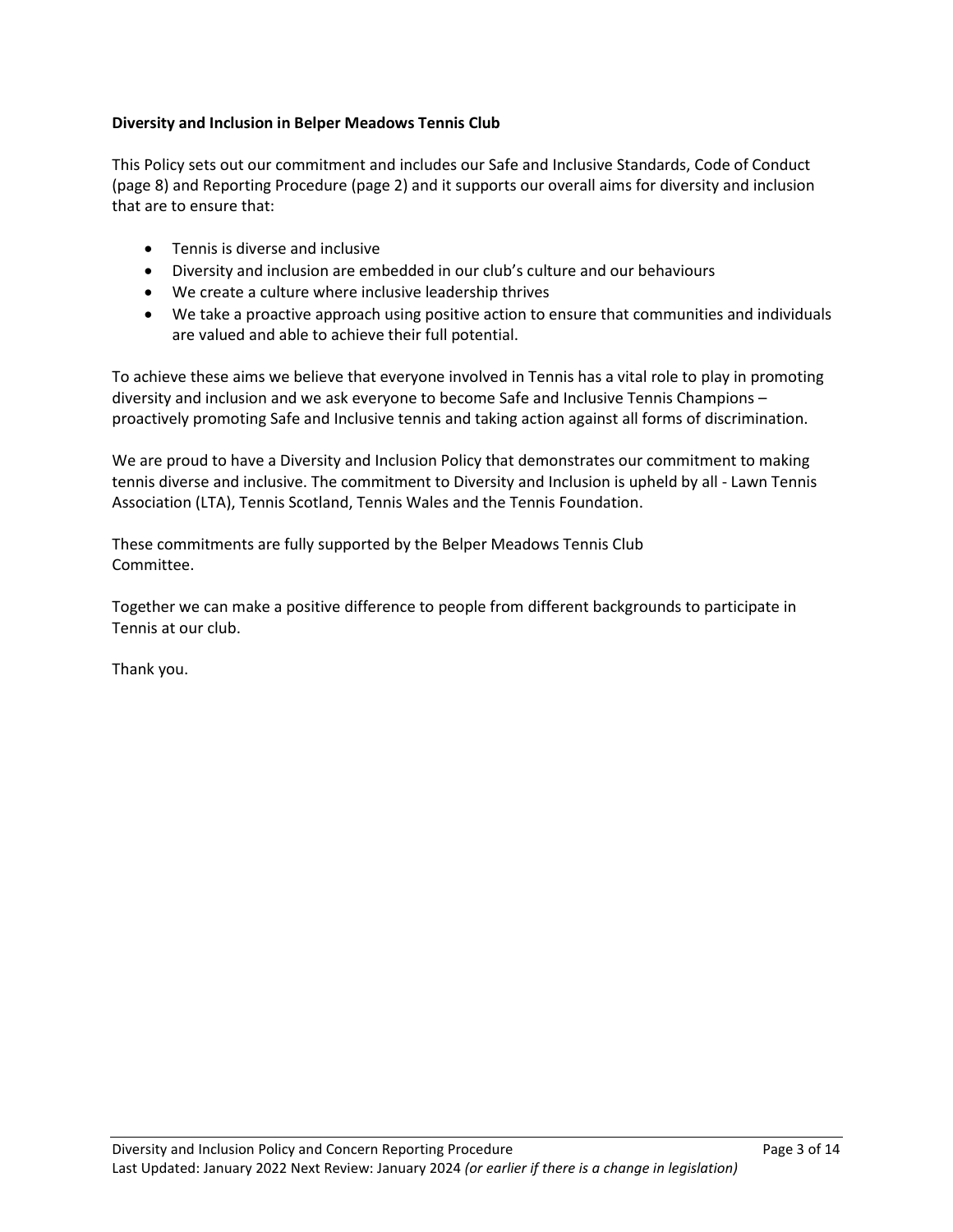**Diversity and Inclusion in Belper Meadows Tennis Club**

This Policy sets out our commitment and includes our Safe and Inclusive Standards, Code of Conduct (page 8) and Reporting Procedure (page 2) and it supports our overall aims for diversity and inclusion that are to ensure that:

- Tennis is diverse and inclusive
- Diversity and inclusion are embedded in our club's culture and our behaviours
- We create a culture where inclusive leadership thrives
- We take a proactive approach using positive action to ensure that communities and individuals are valued and able to achieve their full potential.

To achieve these aims we believe that everyone involved in Tennis has a vital role to play in promoting diversity and inclusion and we ask everyone to become Safe and Inclusive Tennis Champions – proactively promoting Safe and Inclusive tennis and taking action against all forms of discrimination.

We are proud to have a Diversity and Inclusion Policy that demonstrates our commitment to making tennis diverse and inclusive. The commitment to Diversity and Inclusion is upheld by all - Lawn Tennis Association (LTA), Tennis Scotland, Tennis Wales and the Tennis Foundation.

These commitments are fully supported by the Belper Meadows Tennis Club Committee.

Together we can make a positive difference to people from different backgrounds to participate in Tennis at our club.

Thank you.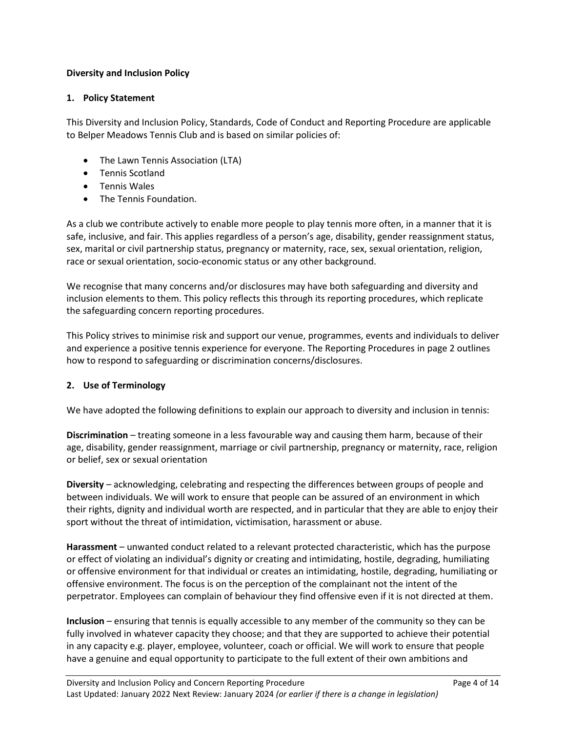**Diversity and Inclusion Policy**

**1. Policy Statement**

This Diversity and Inclusion Policy, Standards, Code of Conduct and Reporting Procedure are applicable to Belper Meadows Tennis Club and is based on similar policies of:

- The Lawn Tennis Association (LTA)
- Tennis Scotland
- Tennis Wales
- The Tennis Foundation.

As a club we contribute actively to enable more people to play tennis more often, in a manner that it is safe, inclusive, and fair. This applies regardless of a person's age, disability, gender reassignment status, sex, marital or civil partnership status, pregnancy or maternity, race, sex, sexual orientation, religion, race or sexual orientation, socio-economic status or any other background.

We recognise that many concerns and/or disclosures may have both safeguarding and diversity and inclusion elements to them. This policy reflects this through its reporting procedures, which replicate the safeguarding concern reporting procedures.

This Policy strives to minimise risk and support our venue, programmes, events and individuals to deliver and experience a positive tennis experience for everyone. The Reporting Procedures in page 2 outlines how to respond to safeguarding or discrimination concerns/disclosures.

**2. Use of Terminology**

We have adopted the following definitions to explain our approach to diversity and inclusion in tennis:

**Discrimination** – treating someone in a less favourable way and causing them harm, because of their age, disability, gender reassignment, marriage or civil partnership, pregnancy or maternity, race, religion or belief, sex or sexual orientation

**Diversity** – acknowledging, celebrating and respecting the differences between groups of people and between individuals. We will work to ensure that people can be assured of an environment in which their rights, dignity and individual worth are respected, and in particular that they are able to enjoy their sport without the threat of intimidation, victimisation, harassment or abuse.

**Harassment** – unwanted conduct related to a relevant protected characteristic, which has the purpose or effect of violating an individual's dignity or creating and intimidating, hostile, degrading, humiliating or offensive environment for that individual or creates an intimidating, hostile, degrading, humiliating or offensive environment. The focus is on the perception of the complainant not the intent of the perpetrator. Employees can complain of behaviour they find offensive even if it is not directed at them.

**Inclusion** – ensuring that tennis is equally accessible to any member of the community so they can be fully involved in whatever capacity they choose; and that they are supported to achieve their potential in any capacity e.g. player, employee, volunteer, coach or official. We will work to ensure that people have a genuine and equal opportunity to participate to the full extent of their own ambitions and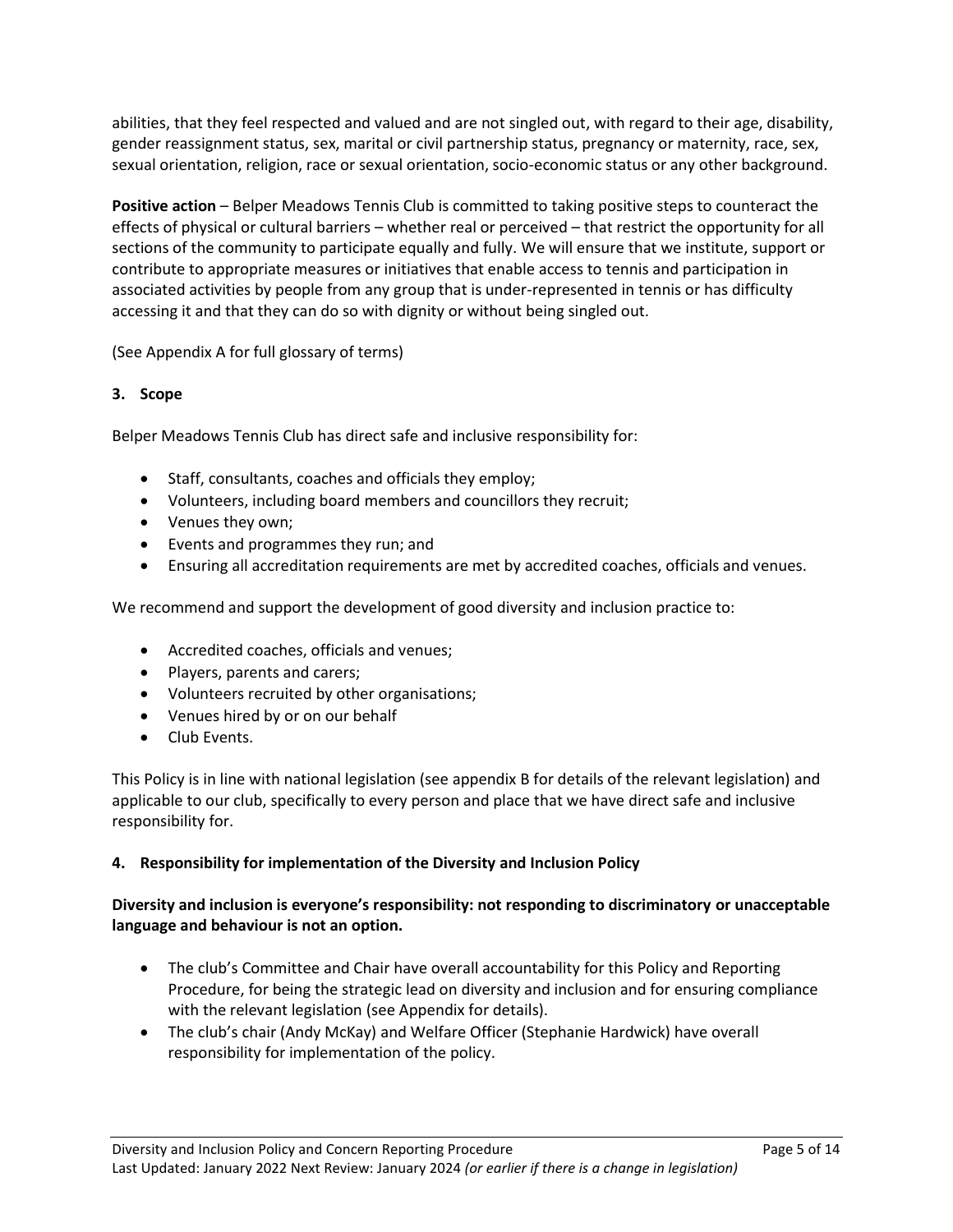abilities, that they feel respected and valued and are not singled out, with regard to their age, disability, gender reassignment status, sex, marital or civil partnership status, pregnancy or maternity, race, sex, sexual orientation, religion, race or sexual orientation, socio-economic status or any other background.

**Positive action** – Belper Meadows Tennis Club is committed to taking positive steps to counteract the effects of physical or cultural barriers – whether real or perceived – that restrict the opportunity for all sections of the community to participate equally and fully. We will ensure that we institute, support or contribute to appropriate measures or initiatives that enable access to tennis and participation in associated activities by people from any group that is under-represented in tennis or has difficulty accessing it and that they can do so with dignity or without being singled out.

(See Appendix A for full glossary of terms)

## 3. Scope

Belper Meadows Tennis Club has direct safe and inclusive responsibility for:

- Staff, consultants, coaches and officials they employ;
- Volunteers, including board members and councillors they recruit;
- Venues they own;
- Events and programmes they run; and
- Ensuring all accreditation requirements are met by accredited coaches, officials and venues.

We recommend and support the development of good diversity and inclusion practice to:

- Accredited coaches, officials and venues;
- Players, parents and carers;
- Volunteers recruited by other organisations;
- Venues hired by or on our behalf
- Club Events.

This Policy is in line with national legislation (see appendix B for details of the relevant legislation) and applicable to our club, specifically to every person and place that we have direct safe and inclusive responsibility for.

## 4. Responsibility for implementation of the Diversity and Inclusion Policy

**Diversity and inclusion is everyone's responsibility: not responding to discriminatory or unacceptable language and behaviour is not an option.**

- The club's Committee and Chair have overall accountability for this Policy and Reporting Procedure, for being the strategic lead on diversity and inclusion and for ensuring compliance with the relevant legislation (see Appendix for details).
- The club's chair (Andy McKay) and Welfare Officer (Stephanie Hardwick) have overall responsibility for implementation of the policy.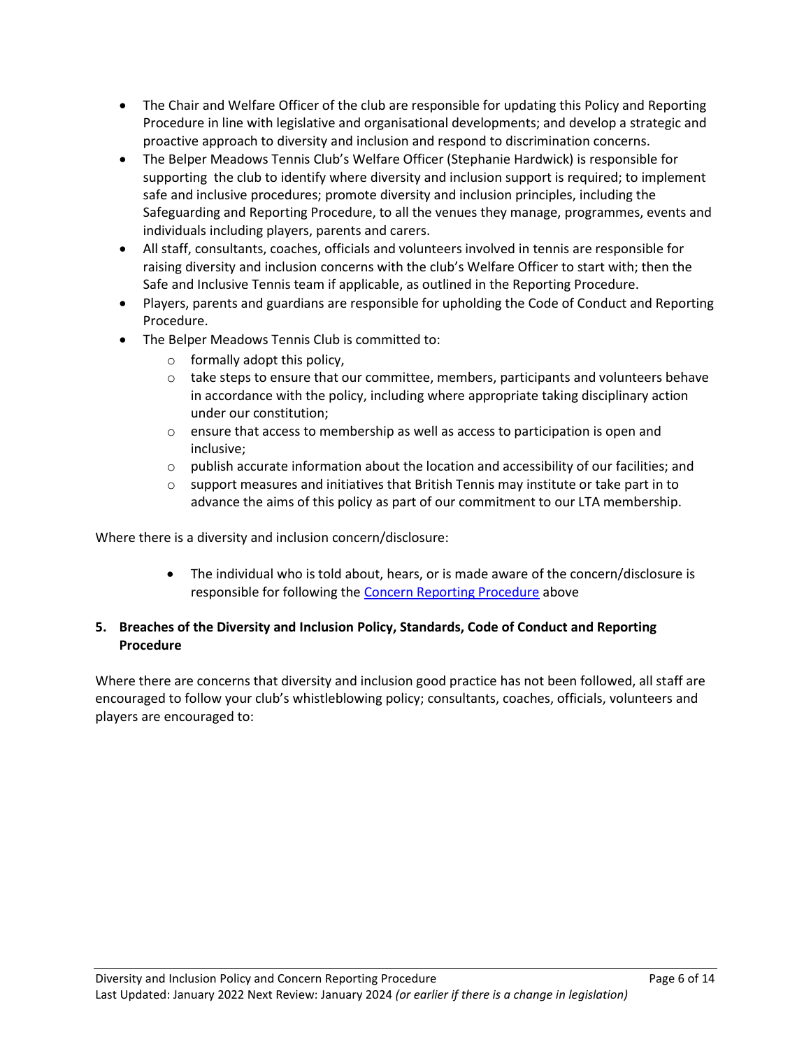- The Chair and Welfare Officer of the club are responsible for updating this Policy and Reporting Procedure in line with legislative and organisational developments; and develop a strategic and proactive approach to diversity and inclusion and respond to discrimination concerns.
- The Belper Meadows Tennis Club's Welfare Officer (Stephanie Hardwick) is responsible for supporting  the club to identify where diversity and inclusion support is required; to implement safe and inclusive procedures; promote diversity and inclusion principles, including the Safeguarding and Reporting Procedure, to all the venues they manage, programmes, events and individuals including players, parents and carers.
- All staff, consultants, coaches, officials and volunteers involved in tennis are responsible for raising diversity and inclusion concerns with the club's Welfare Officer to start with; then the Safe and Inclusive Tennis team if applicable, as outlined in the Reporting Procedure.
- Players, parents and guardians are responsible for upholding the Code of Conduct and Reporting Procedure.
- The Belper Meadows Tennis Club is committed to:
    - formally adopt this policy,
    - take steps to ensure that our committee, members, participants and volunteers behave in accordance with the policy, including where appropriate taking disciplinary action under our constitution;
    - ensure that access to membership as well as access to participation is open and inclusive;
    - publish accurate information about the location and accessibility of our facilities; and
    - support measures and initiatives that British Tennis may institute or take part in to advance the aims of this policy as part of our commitment to our LTA membership.

Where there is a diversity and inclusion concern/disclosure:

- The individual who is told about, hears, or is made aware of the concern/disclosure is responsible for following the Concern Reporting Procedure above

## 5. Breaches of the Diversity and Inclusion Policy, Standards, Code of Conduct and Reporting Procedure

Where there are concerns that diversity and inclusion good practice has not been followed, all staff are encouraged to follow your club's whistleblowing policy; consultants, coaches, officials, volunteers and players are encouraged to: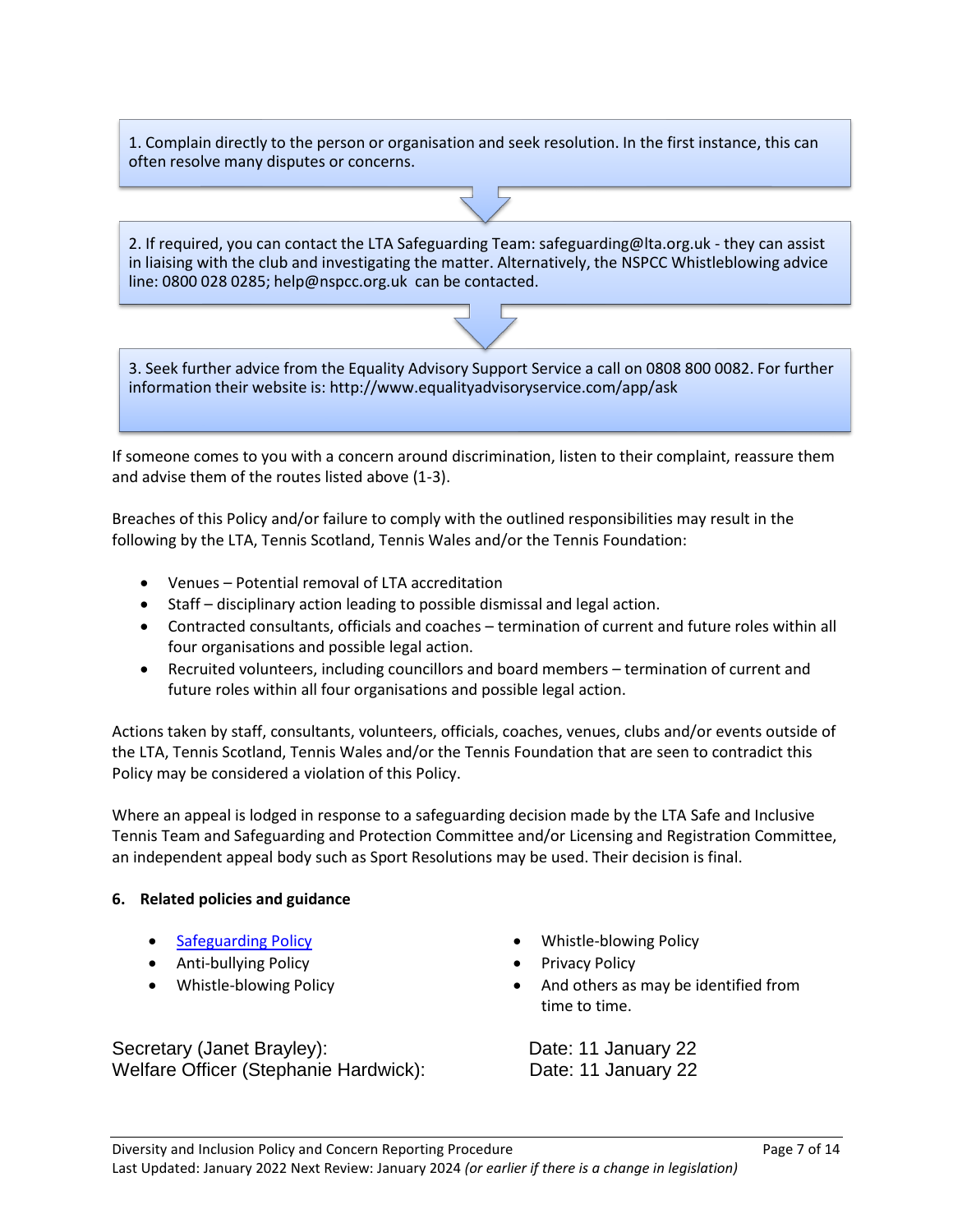1. Complain directly to the person or organisation and seek resolution. In the first instance, this can often resolve many disputes or concerns.

2. If required, you can contact the LTA Safeguarding Team: safeguarding@lta.org.uk - they can assist in liaising with the club and investigating the matter. Alternatively, the NSPCC Whistleblowing advice line: 0800 028 0285; help@nspcc.org.uk can be contacted.

3. Seek further advice from the Equality Advisory Support Service a call on 0808 800 0082. For further information their website is: http://www.equalityadvisoryservice.com/app/ask

If someone comes to you with a concern around discrimination, listen to their complaint, reassure them and advise them of the routes listed above (1-3).

Breaches of this Policy and/or failure to comply with the outlined responsibilities may result in the following by the LTA, Tennis Scotland, Tennis Wales and/or the Tennis Foundation:

- Venues – Potential removal of LTA accreditation
- Staff – disciplinary action leading to possible dismissal and legal action.
- Contracted consultants, officials and coaches – termination of current and future roles within all four organisations and possible legal action.
- Recruited volunteers, including councillors and board members – termination of current and future roles within all four organisations and possible legal action.

Actions taken by staff, consultants, volunteers, officials, coaches, venues, clubs and/or events outside of the LTA, Tennis Scotland, Tennis Wales and/or the Tennis Foundation that are seen to contradict this Policy may be considered a violation of this Policy.

Where an appeal is lodged in response to a safeguarding decision made by the LTA Safe and Inclusive Tennis Team and Safeguarding and Protection Committee and/or Licensing and Registration Committee, an independent appeal body such as Sport Resolutions may be used. Their decision is final.

**6. Related policies and guidance**

- [Safeguarding Policy]
- Anti-bullying Policy
- Whistle-blowing Policy
- Whistle-blowing Policy
- Privacy Policy
- And others as may be identified from time to time.

Secretary (Janet Brayley): Date: 11 January 22
Welfare Officer (Stephanie Hardwick): Date: 11 January 22

Diversity and Inclusion Policy and Concern Reporting Procedure
Last Updated: January 2022 Next Review: January 2024 *(or earlier if there is a change in legislation)*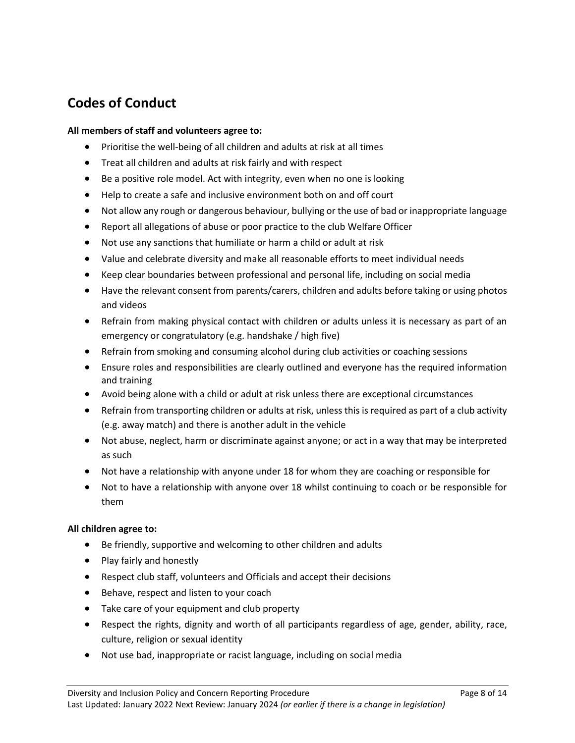## Codes of Conduct

**All members of staff and volunteers agree to:**

- Prioritise the well-being of all children and adults at risk at all times
- Treat all children and adults at risk fairly and with respect
- Be a positive role model. Act with integrity, even when no one is looking
- Help to create a safe and inclusive environment both on and off court
- Not allow any rough or dangerous behaviour, bullying or the use of bad or inappropriate language
- Report all allegations of abuse or poor practice to the club Welfare Officer
- Not use any sanctions that humiliate or harm a child or adult at risk
- Value and celebrate diversity and make all reasonable efforts to meet individual needs
- Keep clear boundaries between professional and personal life, including on social media
- Have the relevant consent from parents/carers, children and adults before taking or using photos and videos
- Refrain from making physical contact with children or adults unless it is necessary as part of an emergency or congratulatory (e.g. handshake / high five)
- Refrain from smoking and consuming alcohol during club activities or coaching sessions
- Ensure roles and responsibilities are clearly outlined and everyone has the required information and training
- Avoid being alone with a child or adult at risk unless there are exceptional circumstances
- Refrain from transporting children or adults at risk, unless this is required as part of a club activity (e.g. away match) and there is another adult in the vehicle
- Not abuse, neglect, harm or discriminate against anyone; or act in a way that may be interpreted as such
- Not have a relationship with anyone under 18 for whom they are coaching or responsible for
- Not to have a relationship with anyone over 18 whilst continuing to coach or be responsible for them

**All children agree to:**

- Be friendly, supportive and welcoming to other children and adults
- Play fairly and honestly
- Respect club staff, volunteers and Officials and accept their decisions
- Behave, respect and listen to your coach
- Take care of your equipment and club property
- Respect the rights, dignity and worth of all participants regardless of age, gender, ability, race, culture, religion or sexual identity
- Not use bad, inappropriate or racist language, including on social media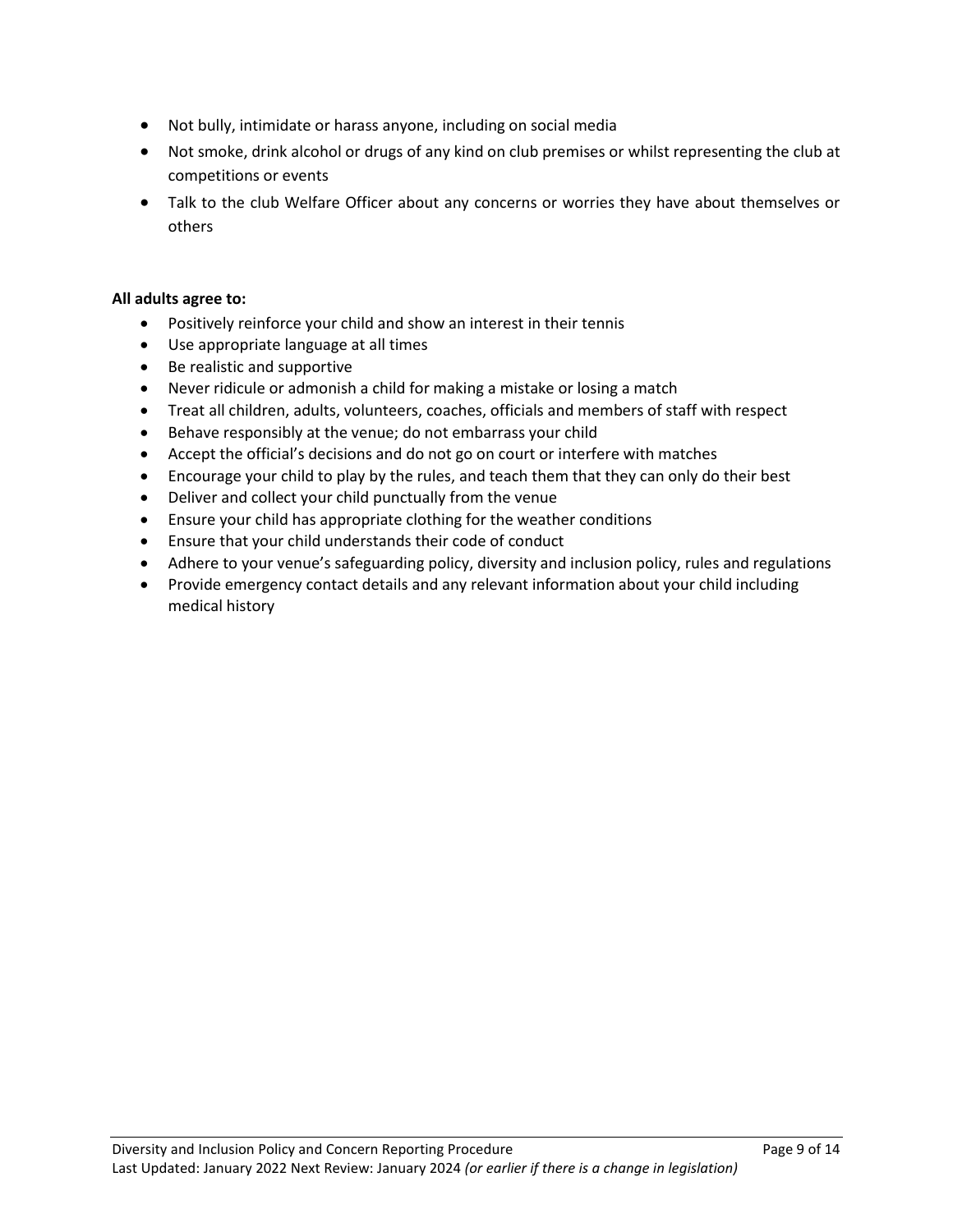- Not bully, intimidate or harass anyone, including on social media
- Not smoke, drink alcohol or drugs of any kind on club premises or whilst representing the club at competitions or events
- Talk to the club Welfare Officer about any concerns or worries they have about themselves or others

**All adults agree to:**

- Positively reinforce your child and show an interest in their tennis
- Use appropriate language at all times
- Be realistic and supportive
- Never ridicule or admonish a child for making a mistake or losing a match
- Treat all children, adults, volunteers, coaches, officials and members of staff with respect
- Behave responsibly at the venue; do not embarrass your child
- Accept the official's decisions and do not go on court or interfere with matches
- Encourage your child to play by the rules, and teach them that they can only do their best
- Deliver and collect your child punctually from the venue
- Ensure your child has appropriate clothing for the weather conditions
- Ensure that your child understands their code of conduct
- Adhere to your venue's safeguarding policy, diversity and inclusion policy, rules and regulations
- Provide emergency contact details and any relevant information about your child including medical history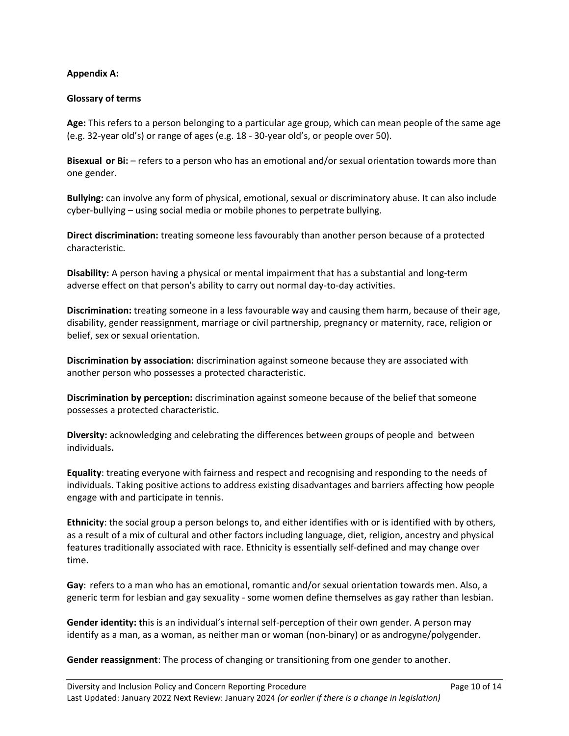**Appendix A:**

**Glossary of terms**

**Age:** This refers to a person belonging to a particular age group, which can mean people of the same age (e.g. 32-year old's) or range of ages (e.g. 18 - 30-year old's, or people over 50).

**Bisexual or Bi:** – refers to a person who has an emotional and/or sexual orientation towards more than one gender.

**Bullying:** can involve any form of physical, emotional, sexual or discriminatory abuse. It can also include cyber-bullying – using social media or mobile phones to perpetrate bullying.

**Direct discrimination:** treating someone less favourably than another person because of a protected characteristic.

**Disability:** A person having a physical or mental impairment that has a substantial and long-term adverse effect on that person's ability to carry out normal day-to-day activities.

**Discrimination:** treating someone in a less favourable way and causing them harm, because of their age, disability, gender reassignment, marriage or civil partnership, pregnancy or maternity, race, religion or belief, sex or sexual orientation.

**Discrimination by association:** discrimination against someone because they are associated with another person who possesses a protected characteristic.

**Discrimination by perception:** discrimination against someone because of the belief that someone possesses a protected characteristic.

**Diversity:** acknowledging and celebrating the differences between groups of people and between individuals**.**

**Equality**: treating everyone with fairness and respect and recognising and responding to the needs of individuals. Taking positive actions to address existing disadvantages and barriers affecting how people engage with and participate in tennis.

**Ethnicity**: the social group a person belongs to, and either identifies with or is identified with by others, as a result of a mix of cultural and other factors including language, diet, religion, ancestry and physical features traditionally associated with race. Ethnicity is essentially self-defined and may change over time.

**Gay**: refers to a man who has an emotional, romantic and/or sexual orientation towards men. Also, a generic term for lesbian and gay sexuality - some women define themselves as gay rather than lesbian.

**Gender identity: t**his is an individual's internal self-perception of their own gender. A person may identify as a man, as a woman, as neither man or woman (non-binary) or as androgyne/polygender.

**Gender reassignment**: The process of changing or transitioning from one gender to another.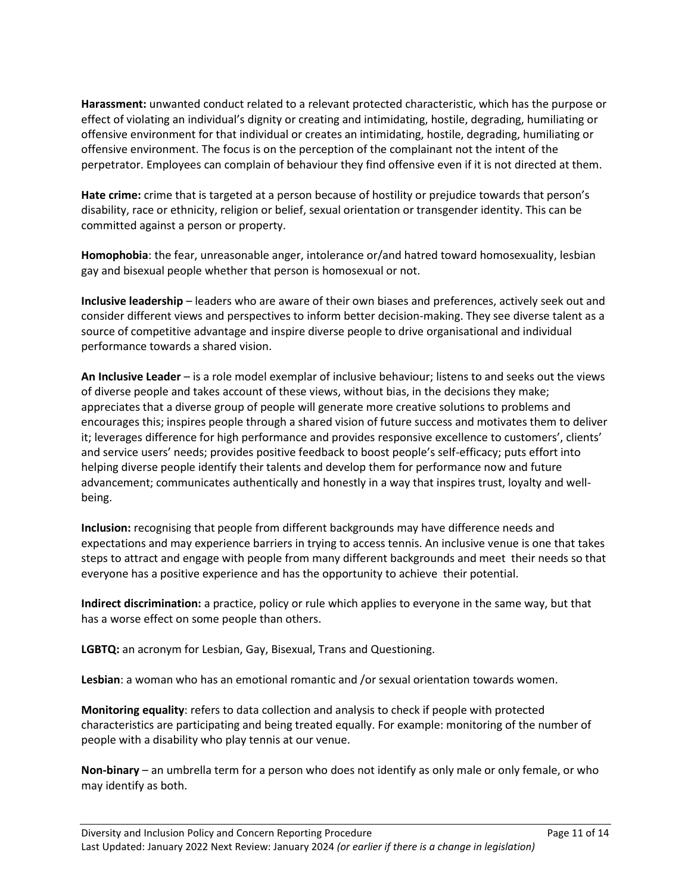**Harassment:** unwanted conduct related to a relevant protected characteristic, which has the purpose or effect of violating an individual's dignity or creating and intimidating, hostile, degrading, humiliating or offensive environment for that individual or creates an intimidating, hostile, degrading, humiliating or offensive environment. The focus is on the perception of the complainant not the intent of the perpetrator. Employees can complain of behaviour they find offensive even if it is not directed at them.

**Hate crime:** crime that is targeted at a person because of hostility or prejudice towards that person's disability, race or ethnicity, religion or belief, sexual orientation or transgender identity. This can be committed against a person or property.

**Homophobia**: the fear, unreasonable anger, intolerance or/and hatred toward homosexuality, lesbian gay and bisexual people whether that person is homosexual or not.

**Inclusive leadership** – leaders who are aware of their own biases and preferences, actively seek out and consider different views and perspectives to inform better decision-making. They see diverse talent as a source of competitive advantage and inspire diverse people to drive organisational and individual performance towards a shared vision.

**An Inclusive Leader** – is a role model exemplar of inclusive behaviour; listens to and seeks out the views of diverse people and takes account of these views, without bias, in the decisions they make; appreciates that a diverse group of people will generate more creative solutions to problems and encourages this; inspires people through a shared vision of future success and motivates them to deliver it; leverages difference for high performance and provides responsive excellence to customers', clients' and service users' needs; provides positive feedback to boost people's self-efficacy; puts effort into helping diverse people identify their talents and develop them for performance now and future advancement; communicates authentically and honestly in a way that inspires trust, loyalty and well-being.

**Inclusion:** recognising that people from different backgrounds may have difference needs and expectations and may experience barriers in trying to access tennis. An inclusive venue is one that takes steps to attract and engage with people from many different backgrounds and meet their needs so that everyone has a positive experience and has the opportunity to achieve their potential.

**Indirect discrimination:** a practice, policy or rule which applies to everyone in the same way, but that has a worse effect on some people than others.

**LGBTQ:** an acronym for Lesbian, Gay, Bisexual, Trans and Questioning.

**Lesbian**: a woman who has an emotional romantic and /or sexual orientation towards women.

**Monitoring equality**: refers to data collection and analysis to check if people with protected characteristics are participating and being treated equally. For example: monitoring of the number of people with a disability who play tennis at our venue.

**Non-binary** – an umbrella term for a person who does not identify as only male or only female, or who may identify as both.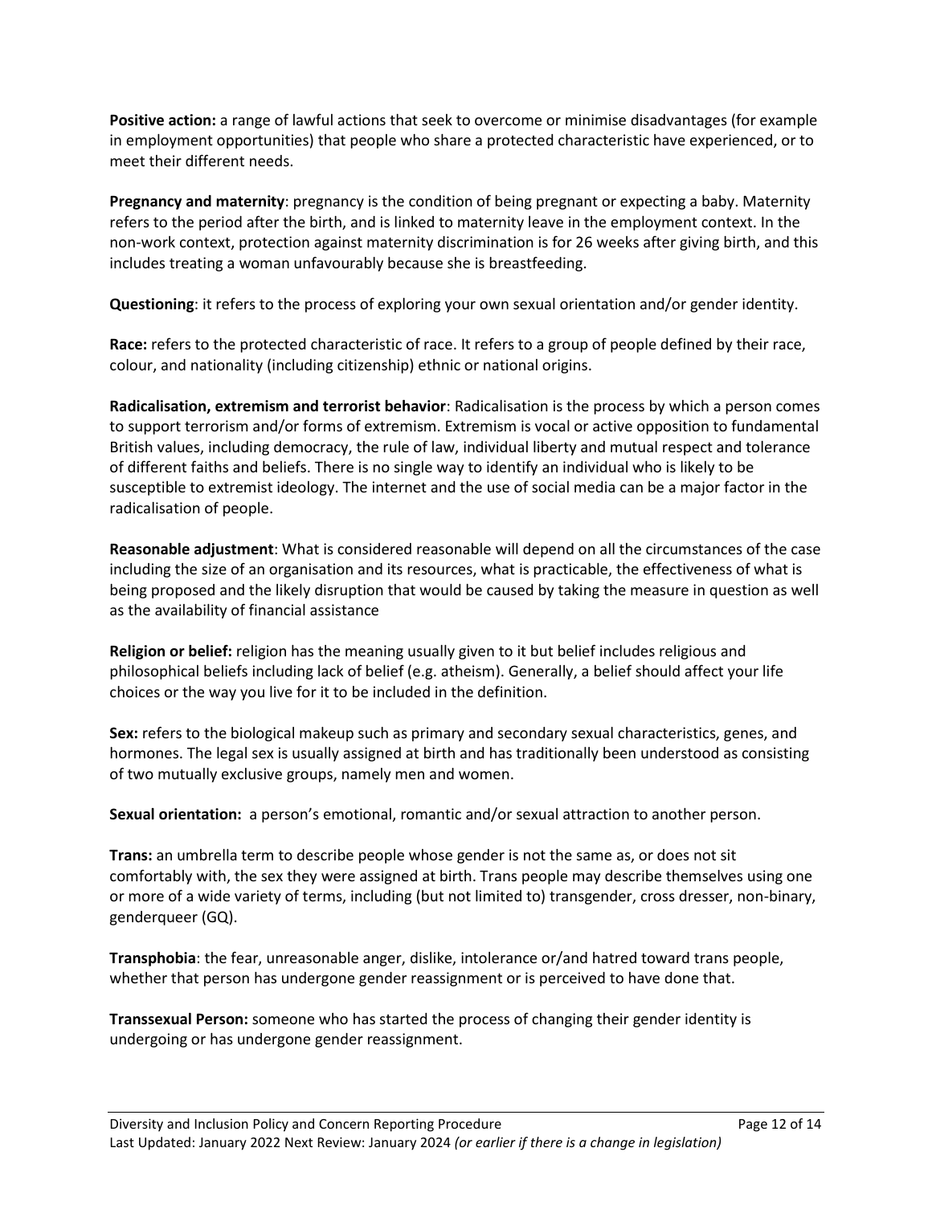**Positive action:** a range of lawful actions that seek to overcome or minimise disadvantages (for example in employment opportunities) that people who share a protected characteristic have experienced, or to meet their different needs.

**Pregnancy and maternity**: pregnancy is the condition of being pregnant or expecting a baby. Maternity refers to the period after the birth, and is linked to maternity leave in the employment context. In the non-work context, protection against maternity discrimination is for 26 weeks after giving birth, and this includes treating a woman unfavourably because she is breastfeeding.

**Questioning**: it refers to the process of exploring your own sexual orientation and/or gender identity.

**Race:** refers to the protected characteristic of race. It refers to a group of people defined by their race, colour, and nationality (including citizenship) ethnic or national origins.

**Radicalisation, extremism and terrorist behavior**: Radicalisation is the process by which a person comes to support terrorism and/or forms of extremism. Extremism is vocal or active opposition to fundamental British values, including democracy, the rule of law, individual liberty and mutual respect and tolerance of different faiths and beliefs. There is no single way to identify an individual who is likely to be susceptible to extremist ideology. The internet and the use of social media can be a major factor in the radicalisation of people.

**Reasonable adjustment**: What is considered reasonable will depend on all the circumstances of the case including the size of an organisation and its resources, what is practicable, the effectiveness of what is being proposed and the likely disruption that would be caused by taking the measure in question as well as the availability of financial assistance

**Religion or belief:** religion has the meaning usually given to it but belief includes religious and philosophical beliefs including lack of belief (e.g. atheism). Generally, a belief should affect your life choices or the way you live for it to be included in the definition.

**Sex:** refers to the biological makeup such as primary and secondary sexual characteristics, genes, and hormones. The legal sex is usually assigned at birth and has traditionally been understood as consisting of two mutually exclusive groups, namely men and women.

**Sexual orientation:** a person's emotional, romantic and/or sexual attraction to another person.

**Trans:** an umbrella term to describe people whose gender is not the same as, or does not sit comfortably with, the sex they were assigned at birth. Trans people may describe themselves using one or more of a wide variety of terms, including (but not limited to) transgender, cross dresser, non-binary, genderqueer (GQ).

**Transphobia**: the fear, unreasonable anger, dislike, intolerance or/and hatred toward trans people, whether that person has undergone gender reassignment or is perceived to have done that.

**Transsexual Person:** someone who has started the process of changing their gender identity is undergoing or has undergone gender reassignment.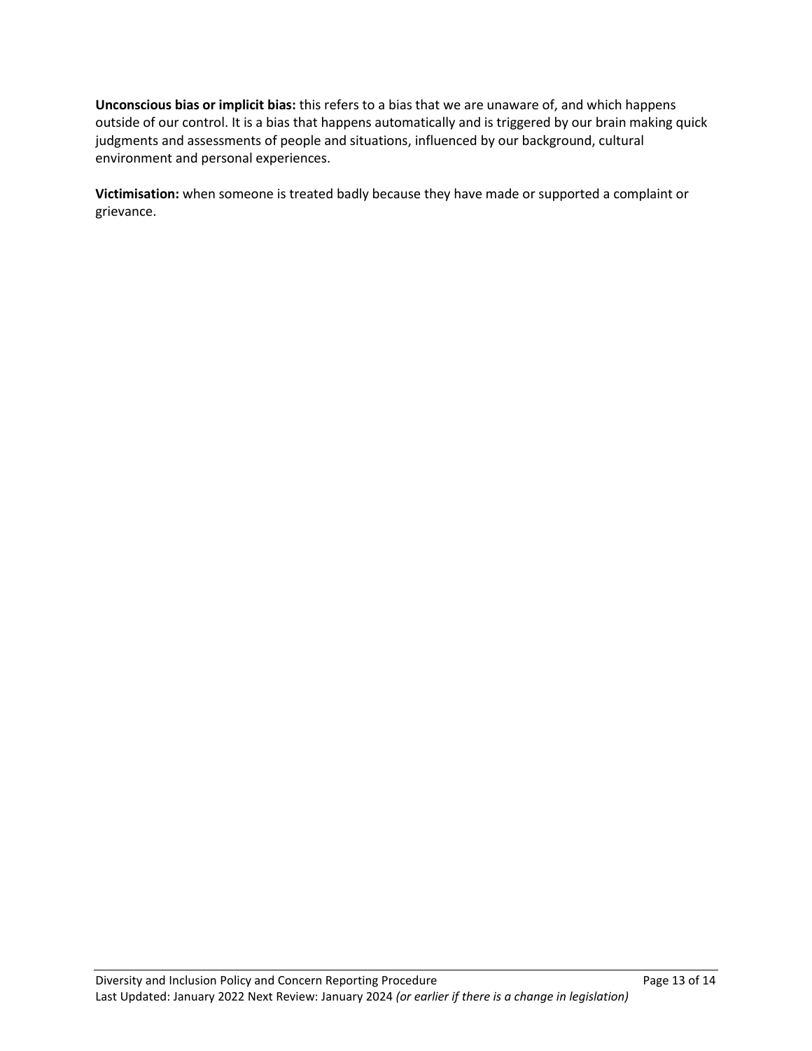**Unconscious bias or implicit bias:** this refers to a bias that we are unaware of, and which happens outside of our control. It is a bias that happens automatically and is triggered by our brain making quick judgments and assessments of people and situations, influenced by our background, cultural environment and personal experiences.

**Victimisation:** when someone is treated badly because they have made or supported a complaint or grievance.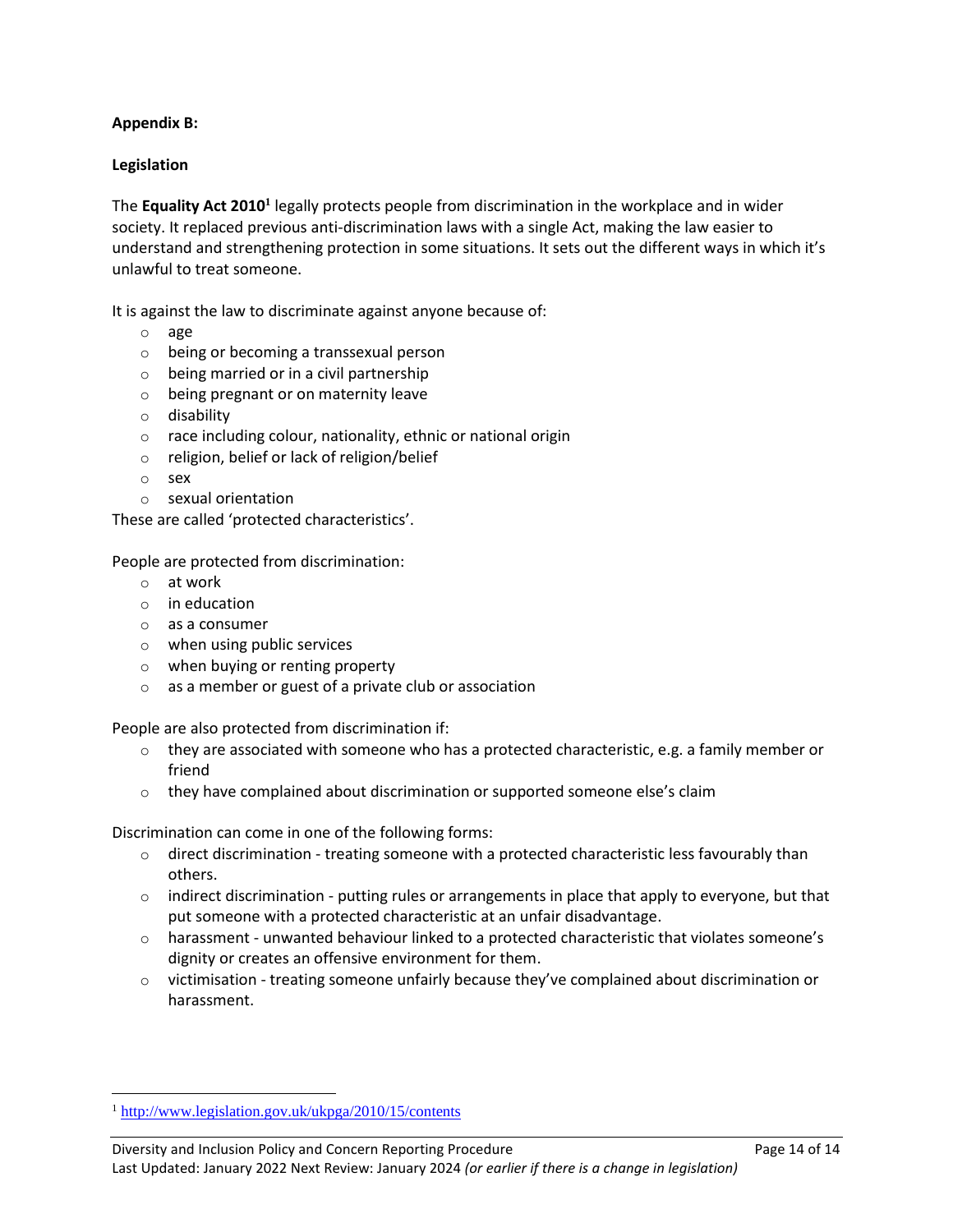**Appendix B:**

**Legislation**

The **Equality Act 2010**[1] legally protects people from discrimination in the workplace and in wider society. It replaced previous anti-discrimination laws with a single Act, making the law easier to understand and strengthening protection in some situations. It sets out the different ways in which it's unlawful to treat someone.

It is against the law to discriminate against anyone because of:

- age
- being or becoming a transsexual person
- being married or in a civil partnership
- being pregnant or on maternity leave
- disability
- race including colour, nationality, ethnic or national origin
- religion, belief or lack of religion/belief
- sex
- sexual orientation

These are called 'protected characteristics'.

People are protected from discrimination:

- at work
- in education
- as a consumer
- when using public services
- when buying or renting property
- as a member or guest of a private club or association

People are also protected from discrimination if:

- they are associated with someone who has a protected characteristic, e.g. a family member or friend
- they have complained about discrimination or supported someone else's claim

Discrimination can come in one of the following forms:

- direct discrimination - treating someone with a protected characteristic less favourably than others.
- indirect discrimination - putting rules or arrangements in place that apply to everyone, but that put someone with a protected characteristic at an unfair disadvantage.
- harassment - unwanted behaviour linked to a protected characteristic that violates someone's dignity or creates an offensive environment for them.
- victimisation - treating someone unfairly because they've complained about discrimination or harassment.

[1] http://www.legislation.gov.uk/ukpga/2010/15/contents